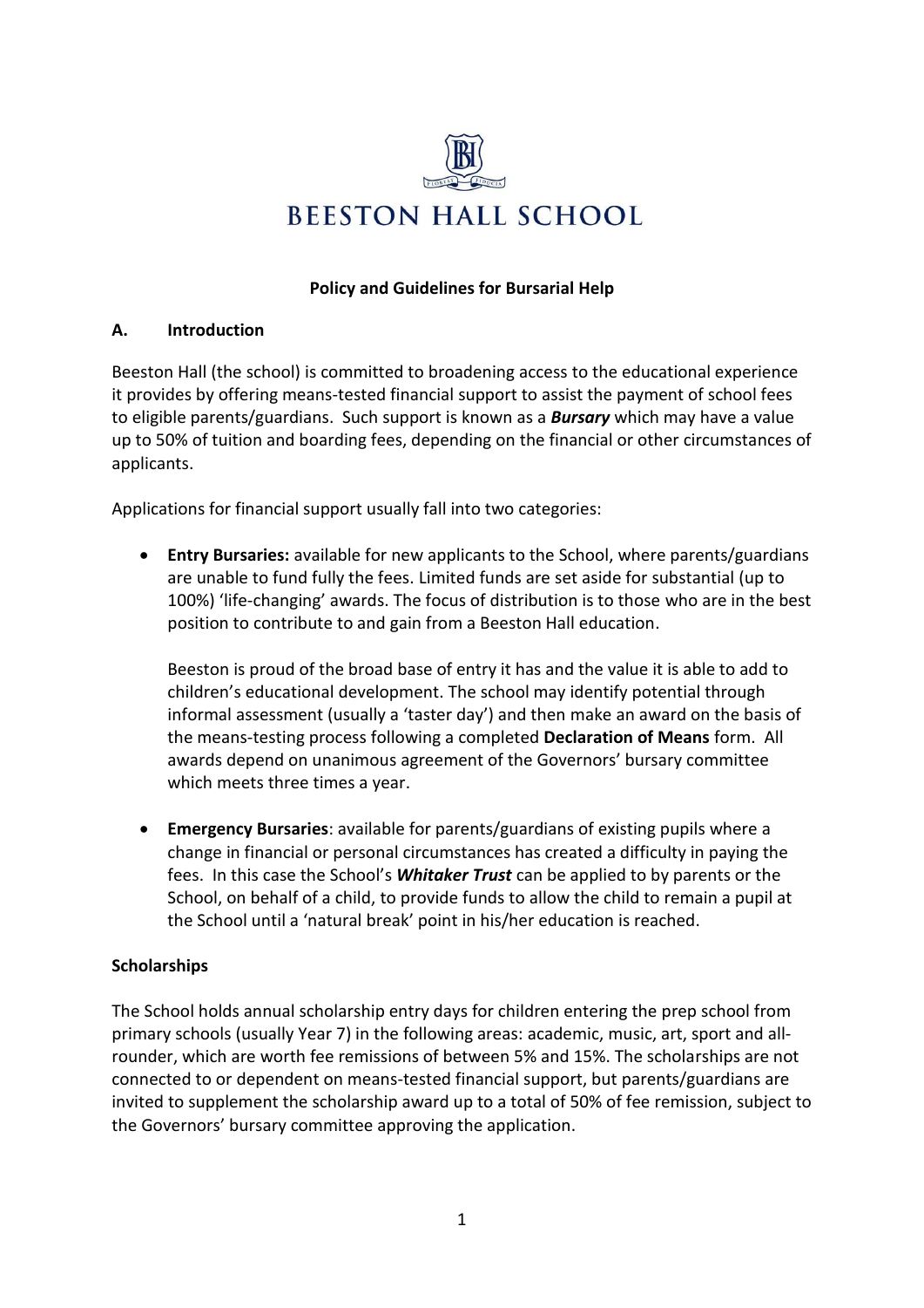# BEESTON HALL SCHOOL

## Policy and Guidelines for Bursarial Help

### A. Introduction

Beeston Hall (the school) is committed to broadening access to the educational experience it provides by offering means-tested financial support to assist the payment of school fees to eligible parents/guardians. Such support is known as a ***Bursary*** which may have a value up to 50% of tuition and boarding fees, depending on the financial or other circumstances of applicants.

Applications for financial support usually fall into two categories:

- **Entry Bursaries:** available for new applicants to the School, where parents/guardians are unable to fund fully the fees. Limited funds are set aside for substantial (up to 100%) 'life-changing' awards. The focus of distribution is to those who are in the best position to contribute to and gain from a Beeston Hall education.

  Beeston is proud of the broad base of entry it has and the value it is able to add to children's educational development. The school may identify potential through informal assessment (usually a 'taster day') and then make an award on the basis of the means-testing process following a completed **Declaration of Means** form. All awards depend on unanimous agreement of the Governors' bursary committee which meets three times a year.

- **Emergency Bursaries**: available for parents/guardians of existing pupils where a change in financial or personal circumstances has created a difficulty in paying the fees. In this case the School's ***Whitaker Trust*** can be applied to by parents or the School, on behalf of a child, to provide funds to allow the child to remain a pupil at the School until a 'natural break' point in his/her education is reached.

### Scholarships

The School holds annual scholarship entry days for children entering the prep school from primary schools (usually Year 7) in the following areas: academic, music, art, sport and all-rounder, which are worth fee remissions of between 5% and 15%. The scholarships are not connected to or dependent on means-tested financial support, but parents/guardians are invited to supplement the scholarship award up to a total of 50% of fee remission, subject to the Governors' bursary committee approving the application.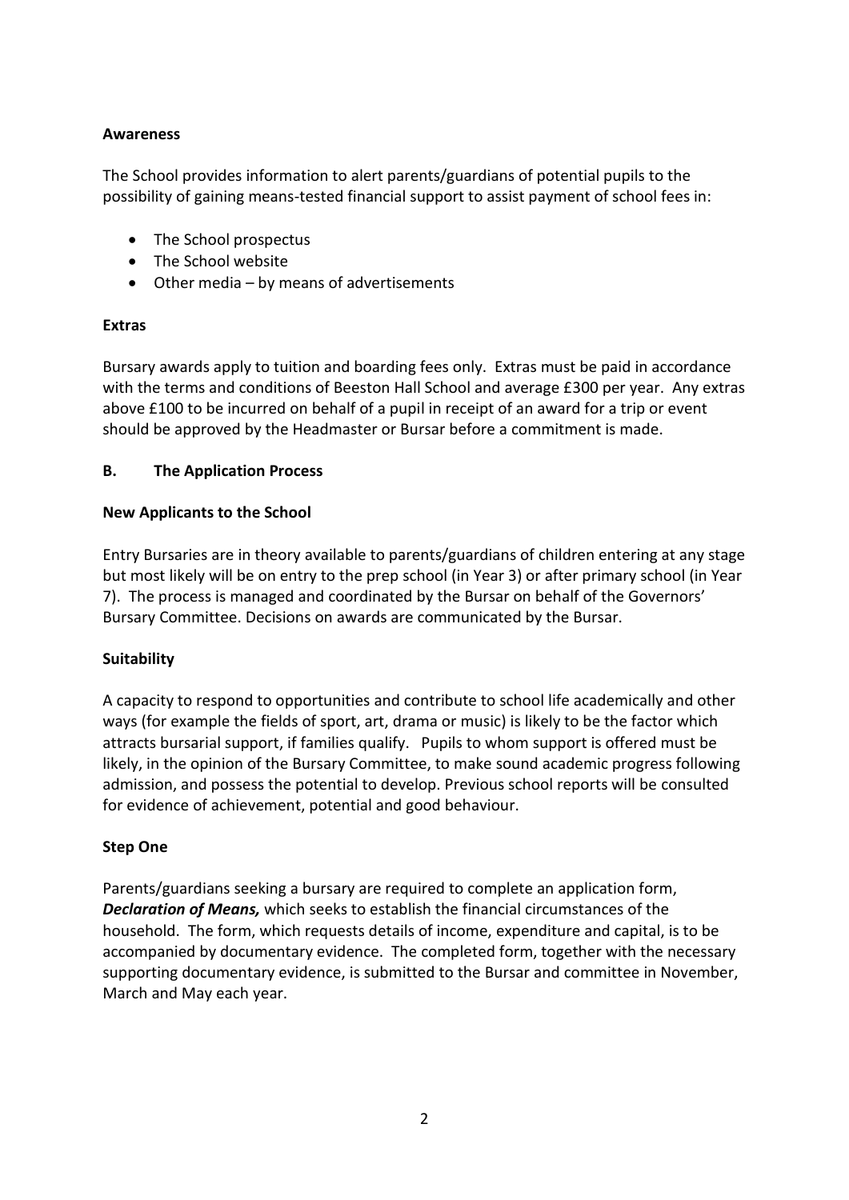**Awareness**

The School provides information to alert parents/guardians of potential pupils to the possibility of gaining means-tested financial support to assist payment of school fees in:

- The School prospectus
- The School website
- Other media – by means of advertisements

**Extras**

Bursary awards apply to tuition and boarding fees only. Extras must be paid in accordance with the terms and conditions of Beeston Hall School and average £300 per year. Any extras above £100 to be incurred on behalf of a pupil in receipt of an award for a trip or event should be approved by the Headmaster or Bursar before a commitment is made.

## B. The Application Process

**New Applicants to the School**

Entry Bursaries are in theory available to parents/guardians of children entering at any stage but most likely will be on entry to the prep school (in Year 3) or after primary school (in Year 7). The process is managed and coordinated by the Bursar on behalf of the Governors' Bursary Committee. Decisions on awards are communicated by the Bursar.

**Suitability**

A capacity to respond to opportunities and contribute to school life academically and other ways (for example the fields of sport, art, drama or music) is likely to be the factor which attracts bursarial support, if families qualify. Pupils to whom support is offered must be likely, in the opinion of the Bursary Committee, to make sound academic progress following admission, and possess the potential to develop. Previous school reports will be consulted for evidence of achievement, potential and good behaviour.

**Step One**

Parents/guardians seeking a bursary are required to complete an application form, ***Declaration of Means,*** which seeks to establish the financial circumstances of the household. The form, which requests details of income, expenditure and capital, is to be accompanied by documentary evidence. The completed form, together with the necessary supporting documentary evidence, is submitted to the Bursar and committee in November, March and May each year.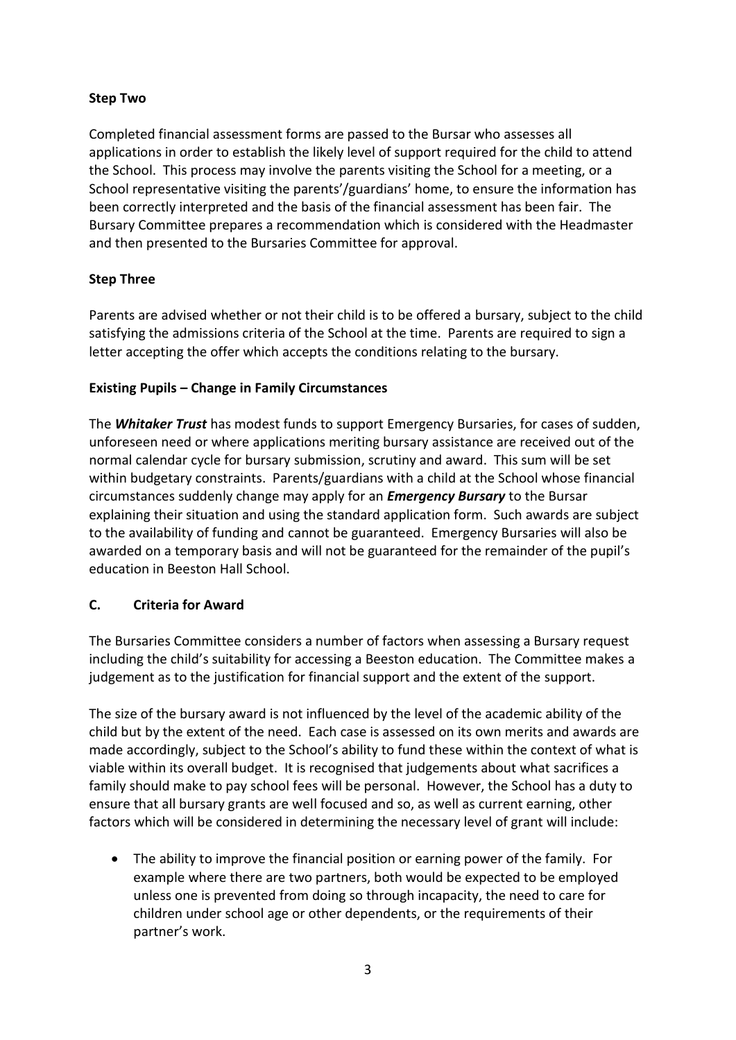**Step Two**

Completed financial assessment forms are passed to the Bursar who assesses all applications in order to establish the likely level of support required for the child to attend the School. This process may involve the parents visiting the School for a meeting, or a School representative visiting the parents'/guardians' home, to ensure the information has been correctly interpreted and the basis of the financial assessment has been fair. The Bursary Committee prepares a recommendation which is considered with the Headmaster and then presented to the Bursaries Committee for approval.

**Step Three**

Parents are advised whether or not their child is to be offered a bursary, subject to the child satisfying the admissions criteria of the School at the time. Parents are required to sign a letter accepting the offer which accepts the conditions relating to the bursary.

**Existing Pupils – Change in Family Circumstances**

The ***Whitaker Trust*** has modest funds to support Emergency Bursaries, for cases of sudden, unforeseen need or where applications meriting bursary assistance are received out of the normal calendar cycle for bursary submission, scrutiny and award. This sum will be set within budgetary constraints. Parents/guardians with a child at the School whose financial circumstances suddenly change may apply for an ***Emergency Bursary*** to the Bursar explaining their situation and using the standard application form. Such awards are subject to the availability of funding and cannot be guaranteed. Emergency Bursaries will also be awarded on a temporary basis and will not be guaranteed for the remainder of the pupil's education in Beeston Hall School.

**C. Criteria for Award**

The Bursaries Committee considers a number of factors when assessing a Bursary request including the child's suitability for accessing a Beeston education. The Committee makes a judgement as to the justification for financial support and the extent of the support.

The size of the bursary award is not influenced by the level of the academic ability of the child but by the extent of the need. Each case is assessed on its own merits and awards are made accordingly, subject to the School's ability to fund these within the context of what is viable within its overall budget. It is recognised that judgements about what sacrifices a family should make to pay school fees will be personal. However, the School has a duty to ensure that all bursary grants are well focused and so, as well as current earning, other factors which will be considered in determining the necessary level of grant will include:

- The ability to improve the financial position or earning power of the family. For example where there are two partners, both would be expected to be employed unless one is prevented from doing so through incapacity, the need to care for children under school age or other dependents, or the requirements of their partner's work.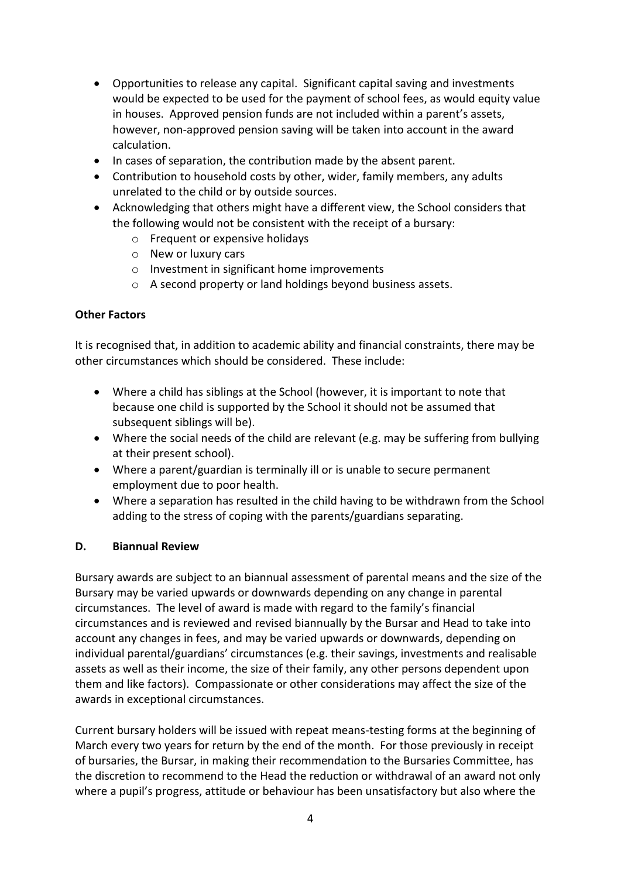- Opportunities to release any capital. Significant capital saving and investments would be expected to be used for the payment of school fees, as would equity value in houses. Approved pension funds are not included within a parent's assets, however, non-approved pension saving will be taken into account in the award calculation.
- In cases of separation, the contribution made by the absent parent.
- Contribution to household costs by other, wider, family members, any adults unrelated to the child or by outside sources.
- Acknowledging that others might have a different view, the School considers that the following would not be consistent with the receipt of a bursary:
  - Frequent or expensive holidays
  - New or luxury cars
  - Investment in significant home improvements
  - A second property or land holdings beyond business assets.

**Other Factors**

It is recognised that, in addition to academic ability and financial constraints, there may be other circumstances which should be considered. These include:

- Where a child has siblings at the School (however, it is important to note that because one child is supported by the School it should not be assumed that subsequent siblings will be).
- Where the social needs of the child are relevant (e.g. may be suffering from bullying at their present school).
- Where a parent/guardian is terminally ill or is unable to secure permanent employment due to poor health.
- Where a separation has resulted in the child having to be withdrawn from the School adding to the stress of coping with the parents/guardians separating.

## D. Biannual Review

Bursary awards are subject to an biannual assessment of parental means and the size of the Bursary may be varied upwards or downwards depending on any change in parental circumstances. The level of award is made with regard to the family's financial circumstances and is reviewed and revised biannually by the Bursar and Head to take into account any changes in fees, and may be varied upwards or downwards, depending on individual parental/guardians' circumstances (e.g. their savings, investments and realisable assets as well as their income, the size of their family, any other persons dependent upon them and like factors). Compassionate or other considerations may affect the size of the awards in exceptional circumstances.

Current bursary holders will be issued with repeat means-testing forms at the beginning of March every two years for return by the end of the month. For those previously in receipt of bursaries, the Bursar, in making their recommendation to the Bursaries Committee, has the discretion to recommend to the Head the reduction or withdrawal of an award not only where a pupil's progress, attitude or behaviour has been unsatisfactory but also where the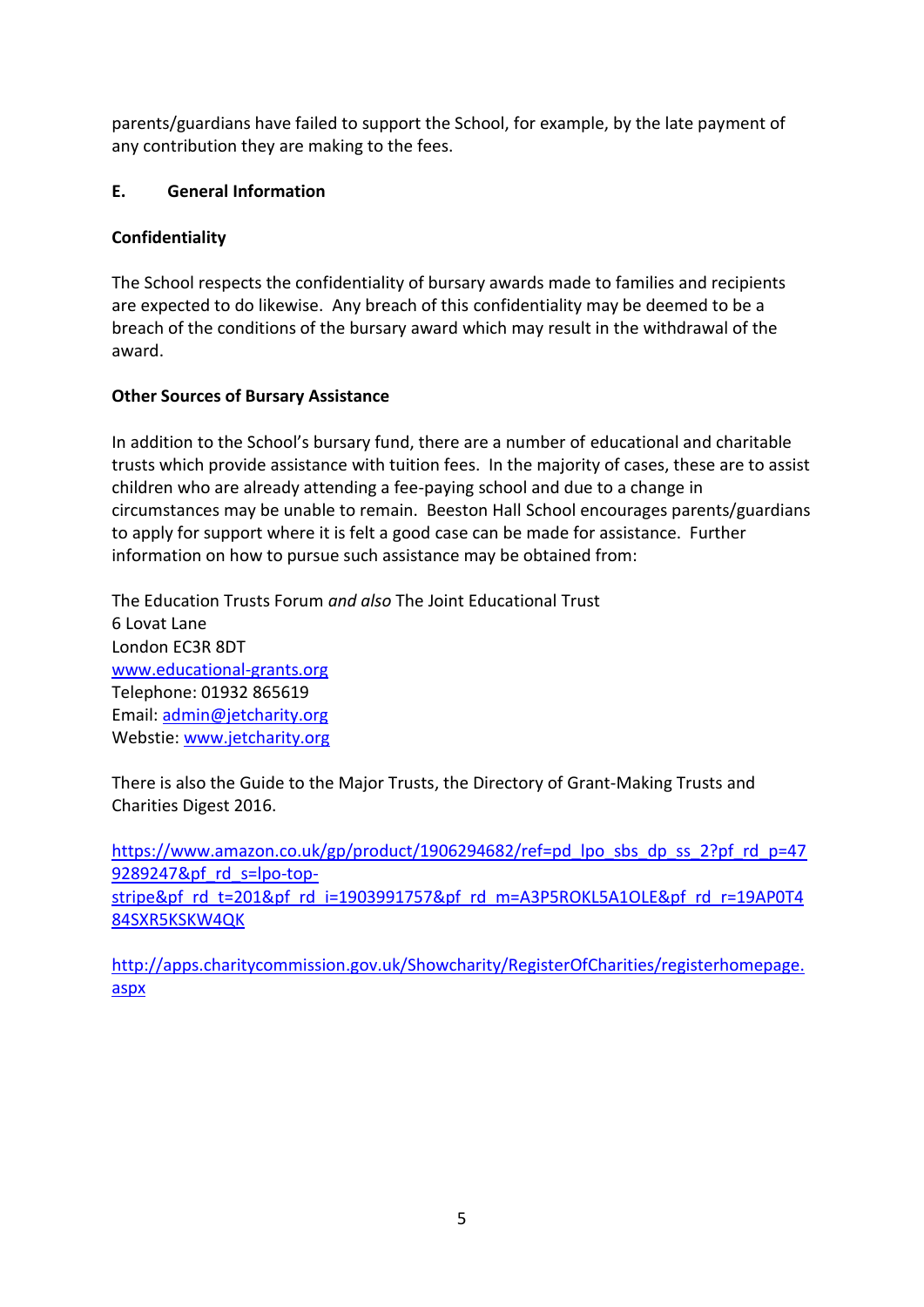parents/guardians have failed to support the School, for example, by the late payment of any contribution they are making to the fees.

## E. General Information

### Confidentiality

The School respects the confidentiality of bursary awards made to families and recipients are expected to do likewise. Any breach of this confidentiality may be deemed to be a breach of the conditions of the bursary award which may result in the withdrawal of the award.

### Other Sources of Bursary Assistance

In addition to the School's bursary fund, there are a number of educational and charitable trusts which provide assistance with tuition fees. In the majority of cases, these are to assist children who are already attending a fee-paying school and due to a change in circumstances may be unable to remain. Beeston Hall School encourages parents/guardians to apply for support where it is felt a good case can be made for assistance. Further information on how to pursue such assistance may be obtained from:

The Education Trusts Forum *and also* The Joint Educational Trust
6 Lovat Lane
London EC3R 8DT
www.educational-grants.org
Telephone: 01932 865619
Email: admin@jetcharity.org
Webstie: www.jetcharity.org

There is also the Guide to the Major Trusts, the Directory of Grant-Making Trusts and Charities Digest 2016.

https://www.amazon.co.uk/gp/product/1906294682/ref=pd_lpo_sbs_dp_ss_2?pf_rd_p=479289247&pf_rd_s=lpo-top-stripe&pf_rd_t=201&pf_rd_i=1903991757&pf_rd_m=A3P5ROKL5A1OLE&pf_rd_r=19AP0T484SXR5KSKW4QK

http://apps.charitycommission.gov.uk/Showcharity/RegisterOfCharities/registerhomepage.aspx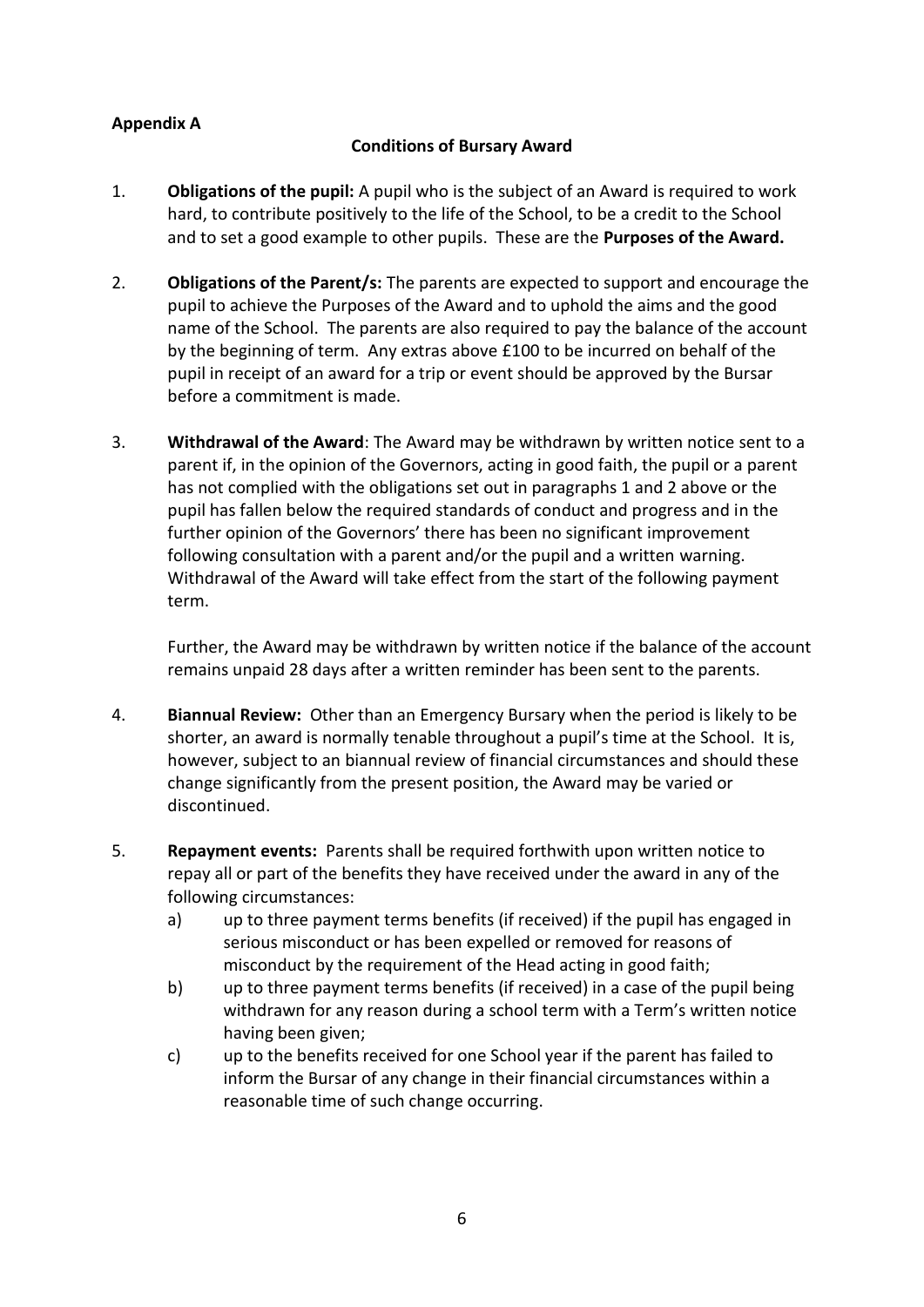**Appendix A**

**Conditions of Bursary Award**

1. **Obligations of the pupil:** A pupil who is the subject of an Award is required to work hard, to contribute positively to the life of the School, to be a credit to the School and to set a good example to other pupils. These are the **Purposes of the Award.**

2. **Obligations of the Parent/s:** The parents are expected to support and encourage the pupil to achieve the Purposes of the Award and to uphold the aims and the good name of the School. The parents are also required to pay the balance of the account by the beginning of term. Any extras above £100 to be incurred on behalf of the pupil in receipt of an award for a trip or event should be approved by the Bursar before a commitment is made.

3. **Withdrawal of the Award**: The Award may be withdrawn by written notice sent to a parent if, in the opinion of the Governors, acting in good faith, the pupil or a parent has not complied with the obligations set out in paragraphs 1 and 2 above or the pupil has fallen below the required standards of conduct and progress and in the further opinion of the Governors' there has been no significant improvement following consultation with a parent and/or the pupil and a written warning. Withdrawal of the Award will take effect from the start of the following payment term.

   Further, the Award may be withdrawn by written notice if the balance of the account remains unpaid 28 days after a written reminder has been sent to the parents.

4. **Biannual Review:** Other than an Emergency Bursary when the period is likely to be shorter, an award is normally tenable throughout a pupil's time at the School. It is, however, subject to an biannual review of financial circumstances and should these change significantly from the present position, the Award may be varied or discontinued.

5. **Repayment events:** Parents shall be required forthwith upon written notice to repay all or part of the benefits they have received under the award in any of the following circumstances:
   a) up to three payment terms benefits (if received) if the pupil has engaged in serious misconduct or has been expelled or removed for reasons of misconduct by the requirement of the Head acting in good faith;
   b) up to three payment terms benefits (if received) in a case of the pupil being withdrawn for any reason during a school term with a Term's written notice having been given;
   c) up to the benefits received for one School year if the parent has failed to inform the Bursar of any change in their financial circumstances within a reasonable time of such change occurring.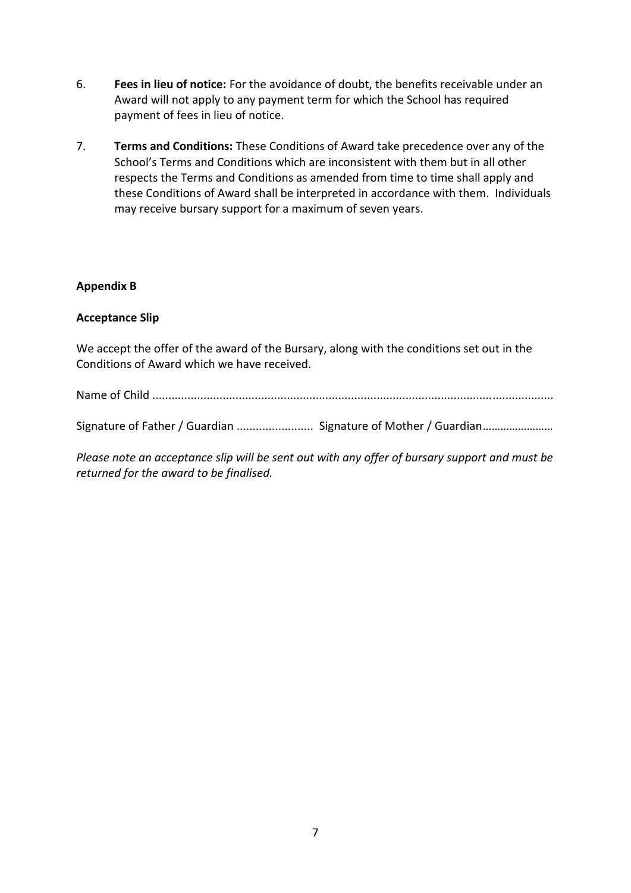6. **Fees in lieu of notice:** For the avoidance of doubt, the benefits receivable under an Award will not apply to any payment term for which the School has required payment of fees in lieu of notice.

7. **Terms and Conditions:** These Conditions of Award take precedence over any of the School's Terms and Conditions which are inconsistent with them but in all other respects the Terms and Conditions as amended from time to time shall apply and these Conditions of Award shall be interpreted in accordance with them. Individuals may receive bursary support for a maximum of seven years.

**Appendix B**

**Acceptance Slip**

We accept the offer of the award of the Bursary, along with the conditions set out in the Conditions of Award which we have received.

Name of Child ..............................................................................................................

Signature of Father / Guardian ........................ Signature of Mother / Guardian……………………

*Please note an acceptance slip will be sent out with any offer of bursary support and must be returned for the award to be finalised.*